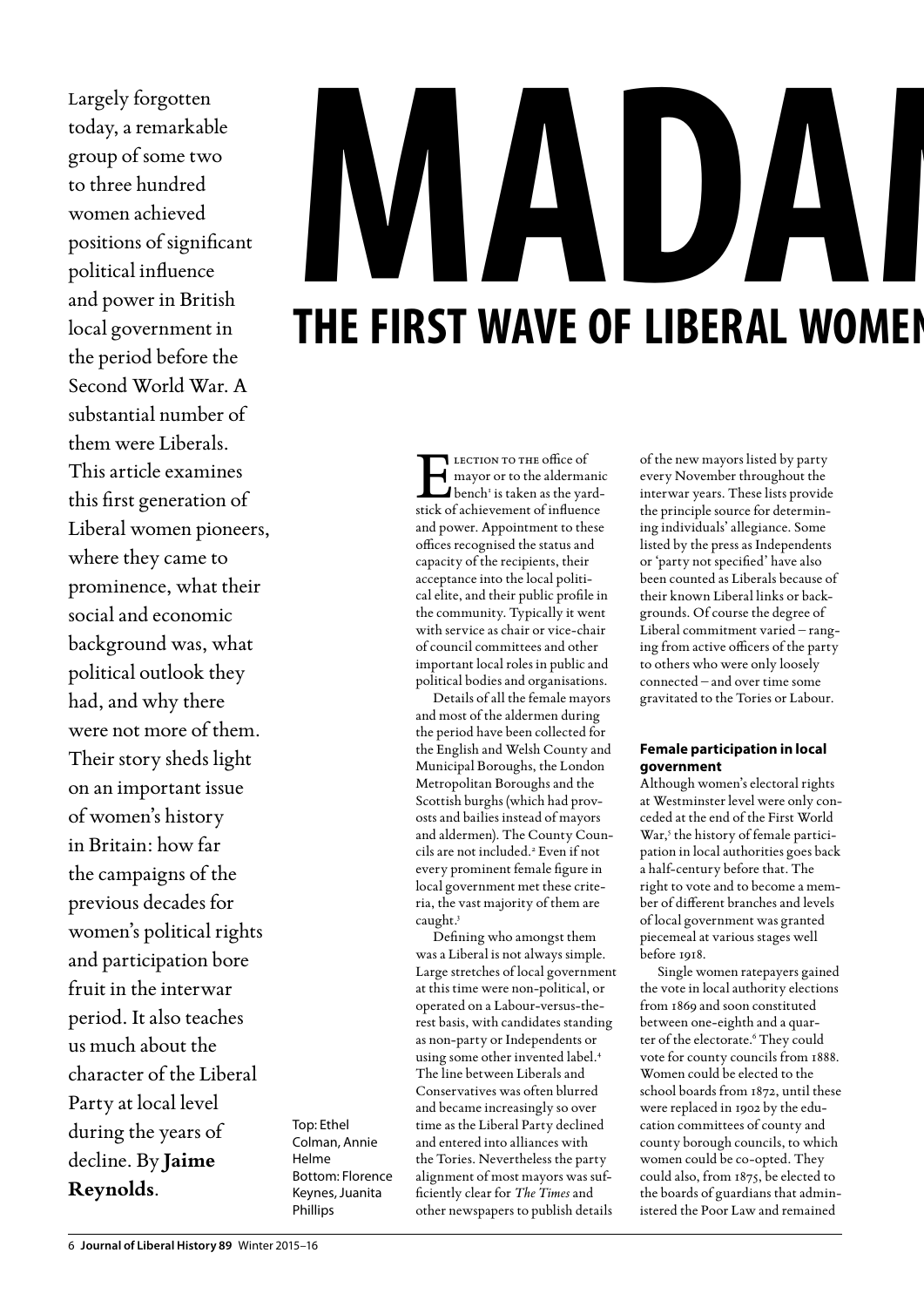# MADAM

## THE FIRST WAVE OF LIBERAL WOMEN

Largely forgotten today, a remarkable group of some two to three hundred women achieved positions of significant political influence and power in British local government in the period before the Second World War. A substantial number of them were Liberals. This article examines this first generation of Liberal women pioneers, where they came to prominence, what their social and economic background was, what political outlook they had, and why there were not more of them. Their story sheds light on an important issue of women's history in Britain: how far the campaigns of the previous decades for women's political rights and participation bore fruit in the interwar period. It also teaches us much about the character of the Liberal Party at local level during the years of decline. By **Jaime Reynolds**.

Top: Ethel Colman, Annie Helme
Bottom: Florence Keynes, Juanita Phillips

Election to the office of mayor or to the aldermanic bench[1] is taken as the yardstick of achievement of influence and power. Appointment to these offices recognised the status and capacity of the recipients, their acceptance into the local political elite, and their public profile in the community. Typically it went with service as chair or vice-chair of council committees and other important local roles in public and political bodies and organisations.

Details of all the female mayors and most of the aldermen during the period have been collected for the English and Welsh County and Municipal Boroughs, the London Metropolitan Boroughs and the Scottish burghs (which had provosts and bailies instead of mayors and aldermen). The County Councils are not included.[2] Even if not every prominent female figure in local government met these criteria, the vast majority of them are caught.[3]

Defining who amongst them was a Liberal is not always simple. Large stretches of local government at this time were non-political, or operated on a Labour-versus-the-rest basis, with candidates standing as non-party or Independents or using some other invented label.[4] The line between Liberals and Conservatives was often blurred and became increasingly so over time as the Liberal Party declined and entered into alliances with the Tories. Nevertheless the party alignment of most mayors was sufficiently clear for *The Times* and other newspapers to publish details of the new mayors listed by party every November throughout the interwar years. These lists provide the principle source for determining individuals' allegiance. Some listed by the press as Independents or 'party not specified' have also been counted as Liberals because of their known Liberal links or backgrounds. Of course the degree of Liberal commitment varied – ranging from active officers of the party to others who were only loosely connected – and over time some gravitated to the Tories or Labour.

**Female participation in local government**

Although women's electoral rights at Westminster level were only conceded at the end of the First World War,[5] the history of female participation in local authorities goes back a half-century before that. The right to vote and to become a member of different branches and levels of local government was granted piecemeal at various stages well before 1918.

Single women ratepayers gained the vote in local authority elections from 1869 and soon constituted between one-eighth and a quarter of the electorate.[6] They could vote for county councils from 1888. Women could be elected to the school boards from 1872, until these were replaced in 1902 by the education committees of county and county borough councils, to which women could be co-opted. They could also, from 1875, be elected to the boards of guardians that administered the Poor Law and remained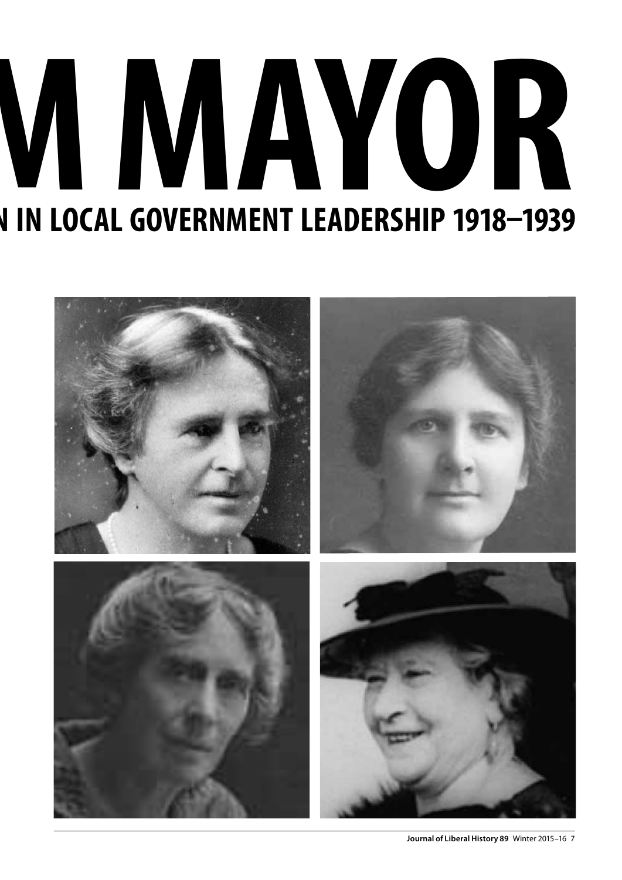# M MAYOR

## N IN LOCAL GOVERNMENT LEADERSHIP 1918–1939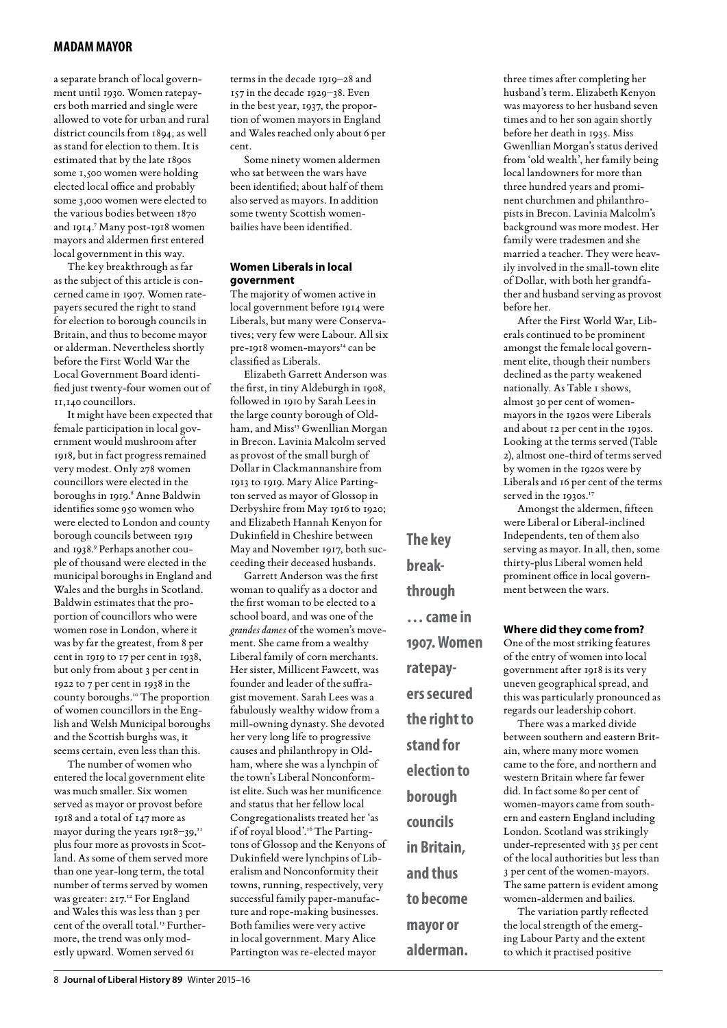a separate branch of local government until 1930. Women ratepayers both married and single were allowed to vote for urban and rural district councils from 1894, as well as stand for election to them. It is estimated that by the late 1890s some 1,500 women were holding elected local office and probably some 3,000 women were elected to the various bodies between 1870 and 1914.[7] Many post-1918 women mayors and aldermen first entered local government in this way.

The key breakthrough as far as the subject of this article is concerned came in 1907. Women ratepayers secured the right to stand for election to borough councils in Britain, and thus to become mayor or alderman. Nevertheless shortly before the First World War the Local Government Board identified just twenty-four women out of 11,140 councillors.

It might have been expected that female participation in local government would mushroom after 1918, but in fact progress remained very modest. Only 278 women councillors were elected in the boroughs in 1919.[8] Anne Baldwin identifies some 950 women who were elected to London and county borough councils between 1919 and 1938.[9] Perhaps another couple of thousand were elected in the municipal boroughs in England and Wales and the burghs in Scotland. Baldwin estimates that the proportion of councillors who were women rose in London, where it was by far the greatest, from 8 per cent in 1919 to 17 per cent in 1938, but only from about 3 per cent in 1922 to 7 per cent in 1938 in the county boroughs.[10] The proportion of women councillors in the English and Welsh Municipal boroughs and the Scottish burghs was, it seems certain, even less than this.

The number of women who entered the local government elite was much smaller. Six women served as mayor or provost before 1918 and a total of 147 more as mayor during the years 1918–39,[11] plus four more as provosts in Scotland. As some of them served more than one year-long term, the total number of terms served by women was greater: 217.[12] For England and Wales this was less than 3 per cent of the overall total.[13] Furthermore, the trend was only modestly upward. Women served 61 terms in the decade 1919–28 and 157 in the decade 1929–38. Even in the best year, 1937, the proportion of women mayors in England and Wales reached only about 6 per cent.

Some ninety women aldermen who sat between the wars have been identified; about half of them also served as mayors. In addition some twenty Scottish women-bailies have been identified.

### Women Liberals in local government

The majority of women active in local government before 1914 were Liberals, but many were Conservatives; very few were Labour. All six pre-1918 women-mayors[14] can be classified as Liberals.

Elizabeth Garrett Anderson was the first, in tiny Aldeburgh in 1908, followed in 1910 by Sarah Lees in the large county borough of Oldham, and Miss[15] Gwenllian Morgan in Brecon. Lavinia Malcolm served as provost of the small burgh of Dollar in Clackmannanshire from 1913 to 1919. Mary Alice Partington served as mayor of Glossop in Derbyshire from May 1916 to 1920; and Elizabeth Hannah Kenyon for Dukinfield in Cheshire between May and November 1917, both succeeding their deceased husbands.

Garrett Anderson was the first woman to qualify as a doctor and the first woman to be elected to a school board, and was one of the *grandes dames* of the women's movement. She came from a wealthy Liberal family of corn merchants. Her sister, Millicent Fawcett, was founder and leader of the suffragist movement. Sarah Lees was a fabulously wealthy widow from a mill-owning dynasty. She devoted her very long life to progressive causes and philanthropy in Oldham, where she was a lynchpin of the town's Liberal Nonconformist elite. Such was her munificence and status that her fellow local Congregationalists treated her 'as if of royal blood'.[16] The Partingtons of Glossop and the Kenyons of Dukinfield were lynchpins of Liberalism and Nonconformity their towns, running, respectively, very successful family paper-manufacture and rope-making businesses. Both families were very active in local government. Mary Alice Partington was re-elected mayor three times after completing her husband's term. Elizabeth Kenyon was mayoress to her husband seven times and to her son again shortly before her death in 1935. Miss Gwenllian Morgan's status derived from 'old wealth', her family being local landowners for more than three hundred years and prominent churchmen and philanthropists in Brecon. Lavinia Malcolm's background was more modest. Her family were tradesmen and she married a teacher. They were heavily involved in the small-town elite of Dollar, with both her grandfather and husband serving as provost before her.

After the First World War, Liberals continued to be prominent amongst the female local government elite, though their numbers declined as the party weakened nationally. As Table 1 shows, almost 30 per cent of women-mayors in the 1920s were Liberals and about 12 per cent in the 1930s. Looking at the terms served (Table 2), almost one-third of terms served by women in the 1920s were by Liberals and 16 per cent of the terms served in the 1930s.[17]

Amongst the aldermen, fifteen were Liberal or Liberal-inclined Independents, ten of them also serving as mayor. In all, then, some thirty-plus Liberal women held prominent office in local government between the wars.

> **The key breakthrough … came in 1907. Women ratepayers secured the right to stand for election to borough councils in Britain, and thus to become mayor or alderman.**

### Where did they come from?

One of the most striking features of the entry of women into local government after 1918 is its very uneven geographical spread, and this was particularly pronounced as regards our leadership cohort.

There was a marked divide between southern and eastern Britain, where many more women came to the fore, and northern and western Britain where far fewer did. In fact some 80 per cent of women-mayors came from southern and eastern England including London. Scotland was strikingly under-represented with 35 per cent of the local authorities but less than 3 per cent of the women-mayors. The same pattern is evident among women-aldermen and bailies.

The variation partly reflected the local strength of the emerging Labour Party and the extent to which it practised positive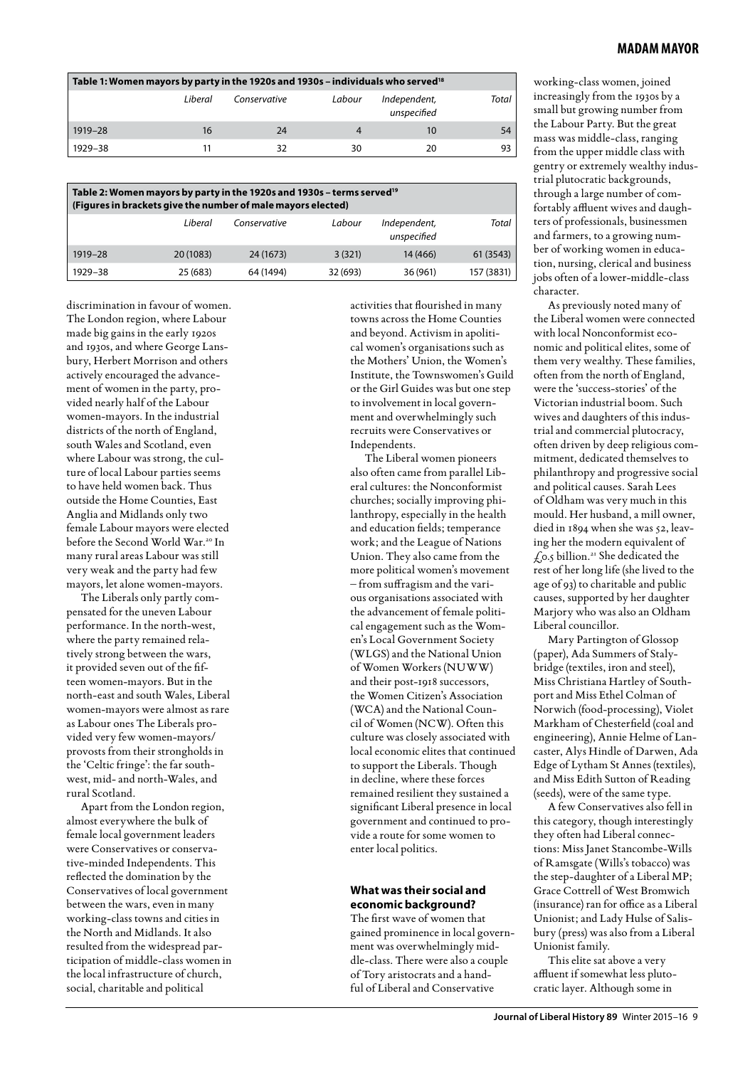**Table 1: Women mayors by party in the 1920s and 1930s – individuals who served[18]**

| | Liberal | Conservative | Labour | Independent, unspecified | Total |
|---|---|---|---|---|---|
| 1919–28 | 16 | 24 | 4 | 10 | 54 |
| 1929–38 | 11 | 32 | 30 | 20 | 93 |

**Table 2: Women mayors by party in the 1920s and 1930s – terms served[19] (Figures in brackets give the number of male mayors elected)**

| | Liberal | Conservative | Labour | Independent, unspecified | Total |
|---|---|---|---|---|---|
| 1919–28 | 20 (1083) | 24 (1673) | 3 (321) | 14 (466) | 61 (3543) |
| 1929–38 | 25 (683) | 64 (1494) | 32 (693) | 36 (961) | 157 (3831) |

discrimination in favour of women. The London region, where Labour made big gains in the early 1920s and 1930s, and where George Lansbury, Herbert Morrison and others actively encouraged the advancement of women in the party, provided nearly half of the Labour women-mayors. In the industrial districts of the north of England, south Wales and Scotland, even where Labour was strong, the culture of local Labour parties seems to have held women back. Thus outside the Home Counties, East Anglia and Midlands only two female Labour mayors were elected before the Second World War.[20] In many rural areas Labour was still very weak and the party had few mayors, let alone women-mayors.

The Liberals only partly compensated for the uneven Labour performance. In the north-west, where the party remained relatively strong between the wars, it provided seven out of the fifteen women-mayors. But in the north-east and south Wales, Liberal women-mayors were almost as rare as Labour ones The Liberals provided very few women-mayors/provosts from their strongholds in the 'Celtic fringe': the far south-west, mid- and north-Wales, and rural Scotland.

Apart from the London region, almost everywhere the bulk of female local government leaders were Conservatives or conservative-minded Independents. This reflected the domination by the Conservatives of local government between the wars, even in many working-class towns and cities in the North and Midlands. It also resulted from the widespread participation of middle-class women in the local infrastructure of church, social, charitable and political activities that flourished in many towns across the Home Counties and beyond. Activism in apolitical women's organisations such as the Mothers' Union, the Women's Institute, the Townswomen's Guild or the Girl Guides was but one step to involvement in local government and overwhelmingly such recruits were Conservatives or Independents.

The Liberal women pioneers also often came from parallel Liberal cultures: the Nonconformist churches; socially improving philanthropy, especially in the health and education fields; temperance work; and the League of Nations Union. They also came from the more political women's movement – from suffragism and the various organisations associated with the advancement of female political engagement such as the Women's Local Government Society (WLGS) and the National Union of Women Workers (NUWW) and their post-1918 successors, the Women Citizen's Association (WCA) and the National Council of Women (NCW). Often this culture was closely associated with local economic elites that continued to support the Liberals. Though in decline, where these forces remained resilient they sustained a significant Liberal presence in local government and continued to provide a route for some women to enter local politics.

### What was their social and economic background?

The first wave of women that gained prominence in local government was overwhelmingly middle-class. There were also a couple of Tory aristocrats and a handful of Liberal and Conservative working-class women, joined increasingly from the 1930s by a small but growing number from the Labour Party. But the great mass was middle-class, ranging from the upper middle class with gentry or extremely wealthy industrial plutocratic backgrounds, through a large number of comfortably affluent wives and daughters of professionals, businessmen and farmers, to a growing number of working women in education, nursing, clerical and business jobs often of a lower-middle-class character.

As previously noted many of the Liberal women were connected with local Nonconformist economic and political elites, some of them very wealthy. These families, often from the north of England, were the 'success-stories' of the Victorian industrial boom. Such wives and daughters of this industrial and commercial plutocracy, often driven by deep religious commitment, dedicated themselves to philanthropy and progressive social and political causes. Sarah Lees of Oldham was very much in this mould. Her husband, a mill owner, died in 1894 when she was 52, leaving her the modern equivalent of £0.5 billion.[21] She dedicated the rest of her long life (she lived to the age of 93) to charitable and public causes, supported by her daughter Marjory who was also an Oldham Liberal councillor.

Mary Partington of Glossop (paper), Ada Summers of Stalybridge (textiles, iron and steel), Miss Christiana Hartley of Southport and Miss Ethel Colman of Norwich (food-processing), Violet Markham of Chesterfield (coal and engineering), Annie Helme of Lancaster, Alys Hindle of Darwen, Ada Edge of Lytham St Annes (textiles), and Miss Edith Sutton of Reading (seeds), were of the same type.

A few Conservatives also fell in this category, though interestingly they often had Liberal connections: Miss Janet Stancombe-Wills of Ramsgate (Wills's tobacco) was the step-daughter of a Liberal MP; Grace Cottrell of West Bromwich (insurance) ran for office as a Liberal Unionist; and Lady Hulse of Salisbury (press) was also from a Liberal Unionist family.

This elite sat above a very affluent if somewhat less plutocratic layer. Although some in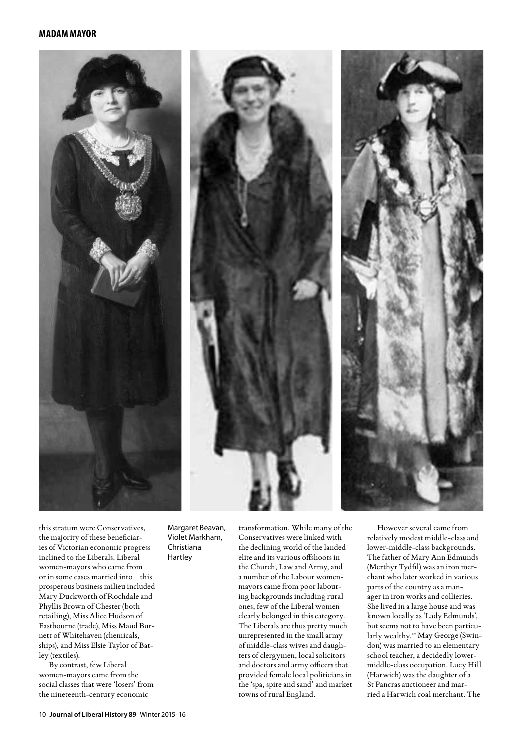this stratum were Conservatives, the majority of these beneficiaries of Victorian economic progress inclined to the Liberals. Liberal women-mayors who came from – or in some cases married into – this prosperous business milieu included Mary Duckworth of Rochdale and Phyllis Brown of Chester (both retailing), Miss Alice Hudson of Eastbourne (trade), Miss Maud Burnett of Whitehaven (chemicals, ships), and Miss Elsie Taylor of Batley (textiles).

By contrast, few Liberal women-mayors came from the social classes that were 'losers' from the nineteenth-century economic transformation. While many of the Conservatives were linked with the declining world of the landed elite and its various offshoots in the Church, Law and Army, and a number of the Labour women-mayors came from poor labouring backgrounds including rural ones, few of the Liberal women clearly belonged in this category. The Liberals are thus pretty much unrepresented in the small army of middle-class wives and daughters of clergymen, local solicitors and doctors and army officers that provided female local politicians in the 'spa, spire and sand' and market towns of rural England.

Margaret Beavan, Violet Markham, Christiana Hartley

However several came from relatively modest middle-class and lower-middle-class backgrounds. The father of Mary Ann Edmunds (Merthyr Tydfil) was an iron merchant who later worked in various parts of the country as a manager in iron works and collieries. She lived in a large house and was known locally as 'Lady Edmunds', but seems not to have been particularly wealthy.[22] May George (Swindon) was married to an elementary school teacher, a decidedly lower-middle-class occupation. Lucy Hill (Harwich) was the daughter of a St Pancras auctioneer and married a Harwich coal merchant. The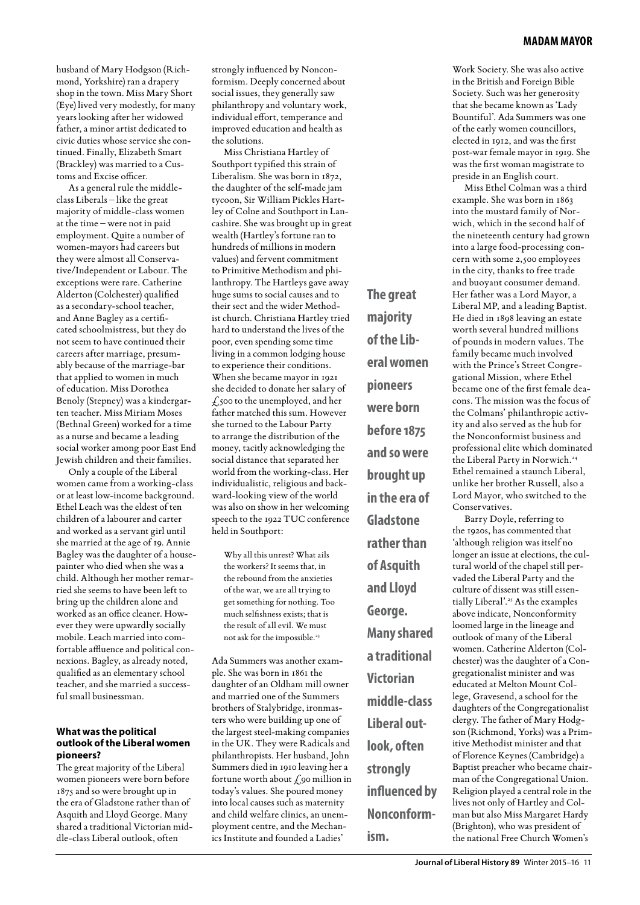husband of Mary Hodgson (Richmond, Yorkshire) ran a drapery shop in the town. Miss Mary Short (Eye) lived very modestly, for many years looking after her widowed father, a minor artist dedicated to civic duties whose service she continued. Finally, Elizabeth Smart (Brackley) was married to a Customs and Excise officer.

As a general rule the middle-class Liberals – like the great majority of middle-class women at the time – were not in paid employment. Quite a number of women-mayors had careers but they were almost all Conservative/Independent or Labour. The exceptions were rare. Catherine Alderton (Colchester) qualified as a secondary-school teacher, and Anne Bagley as a certificated schoolmistress, but they do not seem to have continued their careers after marriage, presumably because of the marriage-bar that applied to women in much of education. Miss Dorothea Benoly (Stepney) was a kindergarten teacher. Miss Miriam Moses (Bethnal Green) worked for a time as a nurse and became a leading social worker among poor East End Jewish children and their families.

Only a couple of the Liberal women came from a working-class or at least low-income background. Ethel Leach was the eldest of ten children of a labourer and carter and worked as a servant girl until she married at the age of 19. Annie Bagley was the daughter of a house-painter who died when she was a child. Although her mother remarried she seems to have been left to bring up the children alone and worked as an office cleaner. However they were upwardly socially mobile. Leach married into comfortable affluence and political connexions. Bagley, as already noted, qualified as an elementary school teacher, and she married a successful small businessman.

### What was the political outlook of the Liberal women pioneers?

The great majority of the Liberal women pioneers were born before 1875 and so were brought up in the era of Gladstone rather than of Asquith and Lloyd George. Many shared a traditional Victorian middle-class Liberal outlook, often strongly influenced by Nonconformism. Deeply concerned about social issues, they generally saw philanthropy and voluntary work, individual effort, temperance and improved education and health as the solutions.

Miss Christiana Hartley of Southport typified this strain of Liberalism. She was born in 1872, the daughter of the self-made jam tycoon, Sir William Pickles Hartley of Colne and Southport in Lancashire. She was brought up in great wealth (Hartley's fortune ran to hundreds of millions in modern values) and fervent commitment to Primitive Methodism and philanthropy. The Hartleys gave away huge sums to social causes and to their sect and the wider Methodist church. Christiana Hartley tried hard to understand the lives of the poor, even spending some time living in a common lodging house to experience their conditions. When she became mayor in 1921 she decided to donate her salary of £500 to the unemployed, and her father matched this sum. However she turned to the Labour Party to arrange the distribution of the money, tacitly acknowledging the social distance that separated her world from the working-class. Her individualistic, religious and backward-looking view of the world was also on show in her welcoming speech to the 1922 TUC conference held in Southport:

> Why all this unrest? What ails the workers? It seems that, in the rebound from the anxieties of the war, we are all trying to get something for nothing. Too much selfishness exists; that is the result of all evil. We must not ask for the impossible.[23]

Ada Summers was another example. She was born in 1861 the daughter of an Oldham mill owner and married one of the Summers brothers of Stalybridge, ironmasters who were building up one of the largest steel-making companies in the UK. They were Radicals and philanthropists. Her husband, John Summers died in 1910 leaving her a fortune worth about £90 million in today's values. She poured money into local causes such as maternity and child welfare clinics, an unemployment centre, and the Mechanics Institute and founded a Ladies' Work Society. She was also active in the British and Foreign Bible Society. Such was her generosity that she became known as 'Lady Bountiful'. Ada Summers was one of the early women councillors, elected in 1912, and was the first post-war female mayor in 1919. She was the first woman magistrate to preside in an English court.

Miss Ethel Colman was a third example. She was born in 1863 into the mustard family of Norwich, which in the second half of the nineteenth century had grown into a large food-processing concern with some 2,500 employees in the city, thanks to free trade and buoyant consumer demand. Her father was a Lord Mayor, a Liberal MP, and a leading Baptist. He died in 1898 leaving an estate worth several hundred millions of pounds in modern values. The family became much involved with the Prince's Street Congregational Mission, where Ethel became one of the first female deacons. The mission was the focus of the Colmans' philanthropic activity and also served as the hub for the Nonconformist business and professional elite which dominated the Liberal Party in Norwich.[24] Ethel remained a staunch Liberal, unlike her brother Russell, also a Lord Mayor, who switched to the Conservatives.

Barry Doyle, referring to the 1920s, has commented that 'although religion was itself no longer an issue at elections, the cultural world of the chapel still pervaded the Liberal Party and the culture of dissent was still essentially Liberal'.[25] As the examples above indicate, Nonconformity loomed large in the lineage and outlook of many of the Liberal women. Catherine Alderton (Colchester) was the daughter of a Congregationalist minister and was educated at Melton Mount College, Gravesend, a school for the daughters of the Congregationalist clergy. The father of Mary Hodgson (Richmond, Yorks) was a Primitive Methodist minister and that of Florence Keynes (Cambridge) a Baptist preacher who became chairman of the Congregational Union. Religion played a central role in the lives not only of Hartley and Colman but also Miss Margaret Hardy (Brighton), who was president of the national Free Church Women's

**The great majority of the Liberal women pioneers were born before 1875 and so were brought up in the era of Gladstone rather than of Asquith and Lloyd George. Many shared a traditional Victorian middle-class Liberal outlook, often strongly influenced by Nonconformism.**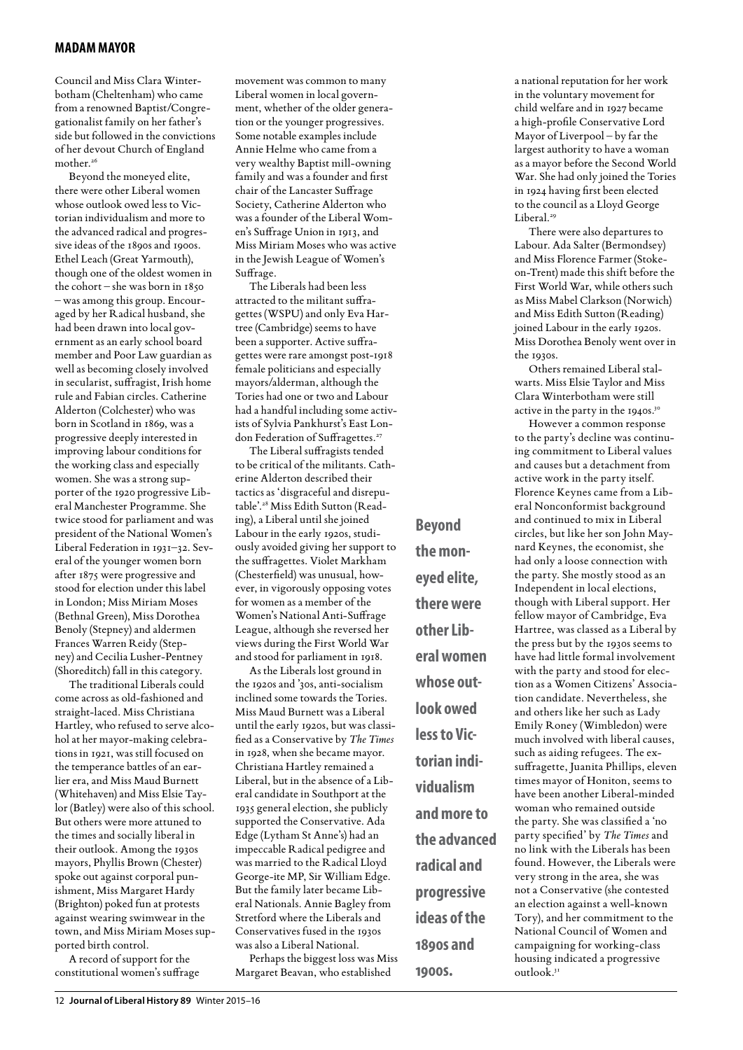Council and Miss Clara Winterbotham (Cheltenham) who came from a renowned Baptist/Congregationalist family on her father's side but followed in the convictions of her devout Church of England mother.[26]

Beyond the moneyed elite, there were other Liberal women whose outlook owed less to Victorian individualism and more to the advanced radical and progressive ideas of the 1890s and 1900s. Ethel Leach (Great Yarmouth), though one of the oldest women in the cohort – she was born in 1850 – was among this group. Encouraged by her Radical husband, she had been drawn into local government as an early school board member and Poor Law guardian as well as becoming closely involved in secularist, suffragist, Irish home rule and Fabian circles. Catherine Alderton (Colchester) who was born in Scotland in 1869, was a progressive deeply interested in improving labour conditions for the working class and especially women. She was a strong supporter of the 1920 progressive Liberal Manchester Programme. She twice stood for parliament and was president of the National Women's Liberal Federation in 1931–32. Several of the younger women born after 1875 were progressive and stood for election under this label in London; Miss Miriam Moses (Bethnal Green), Miss Dorothea Benoly (Stepney) and aldermen Frances Warren Reidy (Stepney) and Cecilia Lusher-Pentney (Shoreditch) fall in this category.

The traditional Liberals could come across as old-fashioned and straight-laced. Miss Christiana Hartley, who refused to serve alcohol at her mayor-making celebrations in 1921, was still focused on the temperance battles of an earlier era, and Miss Maud Burnett (Whitehaven) and Miss Elsie Taylor (Batley) were also of this school. But others were more attuned to the times and socially liberal in their outlook. Among the 1930s mayors, Phyllis Brown (Chester) spoke out against corporal punishment, Miss Margaret Hardy (Brighton) poked fun at protests against wearing swimwear in the town, and Miss Miriam Moses supported birth control.

A record of support for the constitutional women's suffrage movement was common to many Liberal women in local government, whether of the older generation or the younger progressives. Some notable examples include Annie Helme who came from a very wealthy Baptist mill-owning family and was a founder and first chair of the Lancaster Suffrage Society, Catherine Alderton who was a founder of the Liberal Women's Suffrage Union in 1913, and Miss Miriam Moses who was active in the Jewish League of Women's Suffrage.

The Liberals had been less attracted to the militant suffragettes (WSPU) and only Eva Hartree (Cambridge) seems to have been a supporter. Active suffragettes were rare amongst post-1918 female politicians and especially mayors/alderman, although the Tories had one or two and Labour had a handful including some activists of Sylvia Pankhurst's East London Federation of Suffragettes.[27]

The Liberal suffragists tended to be critical of the militants. Catherine Alderton described their tactics as 'disgraceful and disreputable'.[28] Miss Edith Sutton (Reading), a Liberal until she joined Labour in the early 1920s, studiously avoided giving her support to the suffragettes. Violet Markham (Chesterfield) was unusual, however, in vigorously opposing votes for women as a member of the Women's National Anti-Suffrage League, although she reversed her views during the First World War and stood for parliament in 1918.

As the Liberals lost ground in the 1920s and '30s, anti-socialism inclined some towards the Tories. Miss Maud Burnett was a Liberal until the early 1920s, but was classified as a Conservative by *The Times* in 1928, when she became mayor. Christiana Hartley remained a Liberal, but in the absence of a Liberal candidate in Southport at the 1935 general election, she publicly supported the Conservative. Ada Edge (Lytham St Anne's) had an impeccable Radical pedigree and was married to the Radical Lloyd George-ite MP, Sir William Edge. But the family later became Liberal Nationals. Annie Bagley from Stretford where the Liberals and Conservatives fused in the 1930s was also a Liberal National.

Perhaps the biggest loss was Miss Margaret Beavan, who established a national reputation for her work in the voluntary movement for child welfare and in 1927 became a high-profile Conservative Lord Mayor of Liverpool – by far the largest authority to have a woman as a mayor before the Second World War. She had only joined the Tories in 1924 having first been elected to the council as a Lloyd George Liberal.[29]

There were also departures to Labour. Ada Salter (Bermondsey) and Miss Florence Farmer (Stoke-on-Trent) made this shift before the First World War, while others such as Miss Mabel Clarkson (Norwich) and Miss Edith Sutton (Reading) joined Labour in the early 1920s. Miss Dorothea Benoly went over in the 1930s.

Others remained Liberal stalwarts. Miss Elsie Taylor and Miss Clara Winterbotham were still active in the party in the 1940s.[30]

However a common response to the party's decline was continuing commitment to Liberal values and causes but a detachment from active work in the party itself. Florence Keynes came from a Liberal Nonconformist background and continued to mix in Liberal circles, but like her son John Maynard Keynes, the economist, she had only a loose connection with the party. She mostly stood as an Independent in local elections, though with Liberal support. Her fellow mayor of Cambridge, Eva Hartree, was classed as a Liberal by the press but by the 1930s seems to have had little formal involvement with the party and stood for election as a Women Citizens' Association candidate. Nevertheless, she and others like her such as Lady Emily Roney (Wimbledon) were much involved with liberal causes, such as aiding refugees. The ex-suffragette, Juanita Phillips, eleven times mayor of Honiton, seems to have been another Liberal-minded woman who remained outside the party. She was classified a 'no party specified' by *The Times* and no link with the Liberals has been found. However, the Liberals were very strong in the area, she was not a Conservative (she contested an election against a well-known Tory), and her commitment to the National Council of Women and campaigning for working-class housing indicated a progressive outlook.[31]

**Beyond the moneyed elite, there were other Liberal women whose outlook owed less to Victorian individualism and more to the advanced radical and progressive ideas of the 1890s and 1900s.**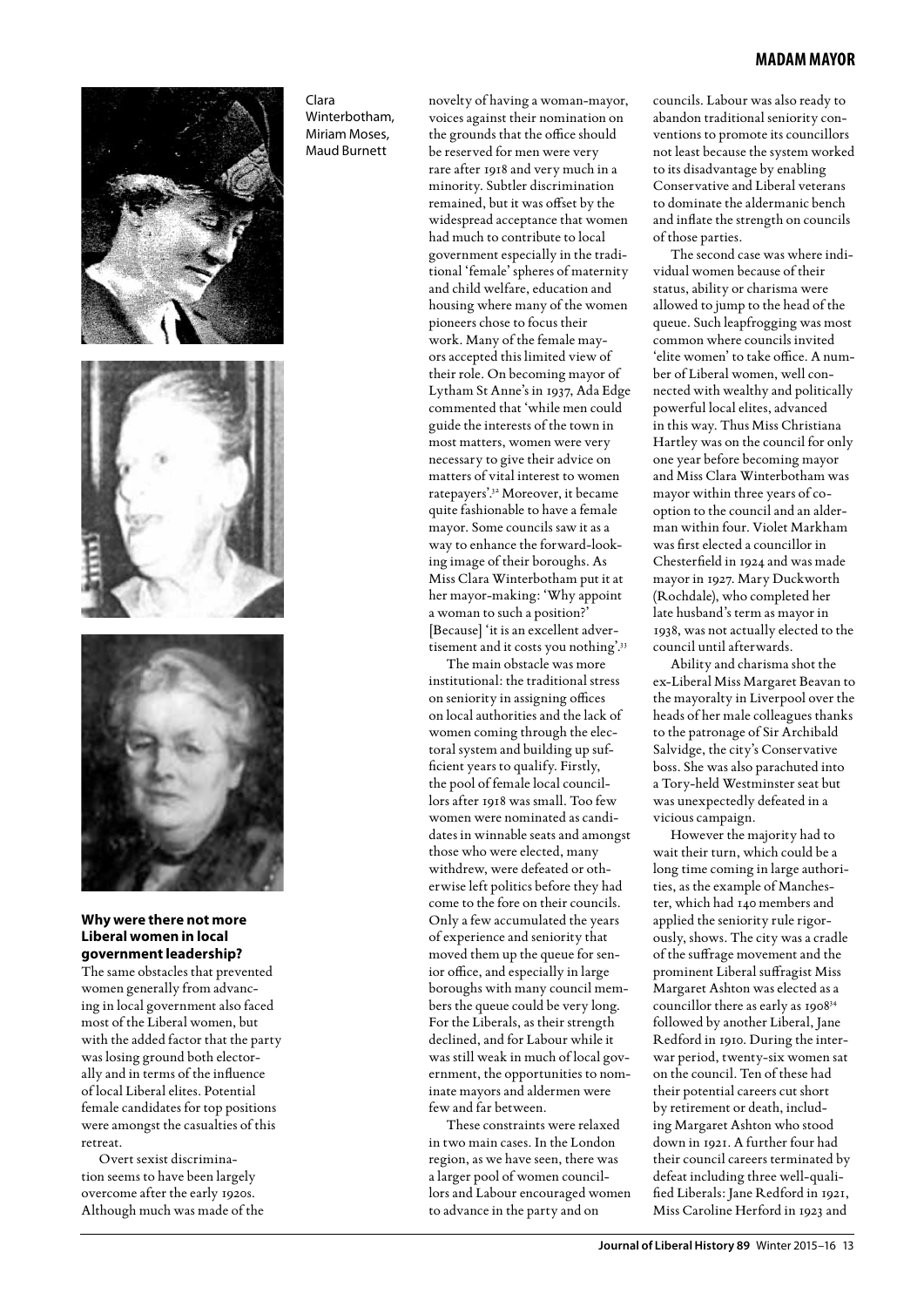Clara Winterbotham, Miriam Moses, Maud Burnett

## Why were there not more Liberal women in local government leadership?

The same obstacles that prevented women generally from advancing in local government also faced most of the Liberal women, but with the added factor that the party was losing ground both electorally and in terms of the influence of local Liberal elites. Potential female candidates for top positions were amongst the casualties of this retreat.

Overt sexist discrimination seems to have been largely overcome after the early 1920s. Although much was made of the novelty of having a woman-mayor, voices against their nomination on the grounds that the office should be reserved for men were very rare after 1918 and very much in a minority. Subtler discrimination remained, but it was offset by the widespread acceptance that women had much to contribute to local government especially in the traditional 'female' spheres of maternity and child welfare, education and housing where many of the women pioneers chose to focus their work. Many of the female mayors accepted this limited view of their role. On becoming mayor of Lytham St Anne's in 1937, Ada Edge commented that 'while men could guide the interests of the town in most matters, women were very necessary to give their advice on matters of vital interest to women ratepayers'.[32] Moreover, it became quite fashionable to have a female mayor. Some councils saw it as a way to enhance the forward-looking image of their boroughs. As Miss Clara Winterbotham put it at her mayor-making: 'Why appoint a woman to such a position?' [Because] 'it is an excellent advertisement and it costs you nothing'.[33]

The main obstacle was more institutional: the traditional stress on seniority in assigning offices on local authorities and the lack of women coming through the electoral system and building up sufficient years to qualify. Firstly, the pool of female local councillors after 1918 was small. Too few women were nominated as candidates in winnable seats and amongst those who were elected, many withdrew, were defeated or otherwise left politics before they had come to the fore on their councils. Only a few accumulated the years of experience and seniority that moved them up the queue for senior office, and especially in large boroughs with many council members the queue could be very long. For the Liberals, as their strength declined, and for Labour while it was still weak in much of local government, the opportunities to nominate mayors and aldermen were few and far between.

These constraints were relaxed in two main cases. In the London region, as we have seen, there was a larger pool of women councillors and Labour encouraged women to advance in the party and on councils. Labour was also ready to abandon traditional seniority conventions to promote its councillors not least because the system worked to its disadvantage by enabling Conservative and Liberal veterans to dominate the aldermanic bench and inflate the strength on councils of those parties.

The second case was where individual women because of their status, ability or charisma were allowed to jump to the head of the queue. Such leapfrogging was most common where councils invited 'elite women' to take office. A number of Liberal women, well connected with wealthy and politically powerful local elites, advanced in this way. Thus Miss Christiana Hartley was on the council for only one year before becoming mayor and Miss Clara Winterbotham was mayor within three years of co-option to the council and an alderman within four. Violet Markham was first elected a councillor in Chesterfield in 1924 and was made mayor in 1927. Mary Duckworth (Rochdale), who completed her late husband's term as mayor in 1938, was not actually elected to the council until afterwards.

Ability and charisma shot the ex-Liberal Miss Margaret Beavan to the mayoralty in Liverpool over the heads of her male colleagues thanks to the patronage of Sir Archibald Salvidge, the city's Conservative boss. She was also parachuted into a Tory-held Westminster seat but was unexpectedly defeated in a vicious campaign.

However the majority had to wait their turn, which could be a long time coming in large authorities, as the example of Manchester, which had 140 members and applied the seniority rule rigorously, shows. The city was a cradle of the suffrage movement and the prominent Liberal suffragist Miss Margaret Ashton was elected as a councillor there as early as 1908[34] followed by another Liberal, Jane Redford in 1910. During the interwar period, twenty-six women sat on the council. Ten of these had their potential careers cut short by retirement or death, including Margaret Ashton who stood down in 1921. A further four had their council careers terminated by defeat including three well-qualified Liberals: Jane Redford in 1921, Miss Caroline Herford in 1923 and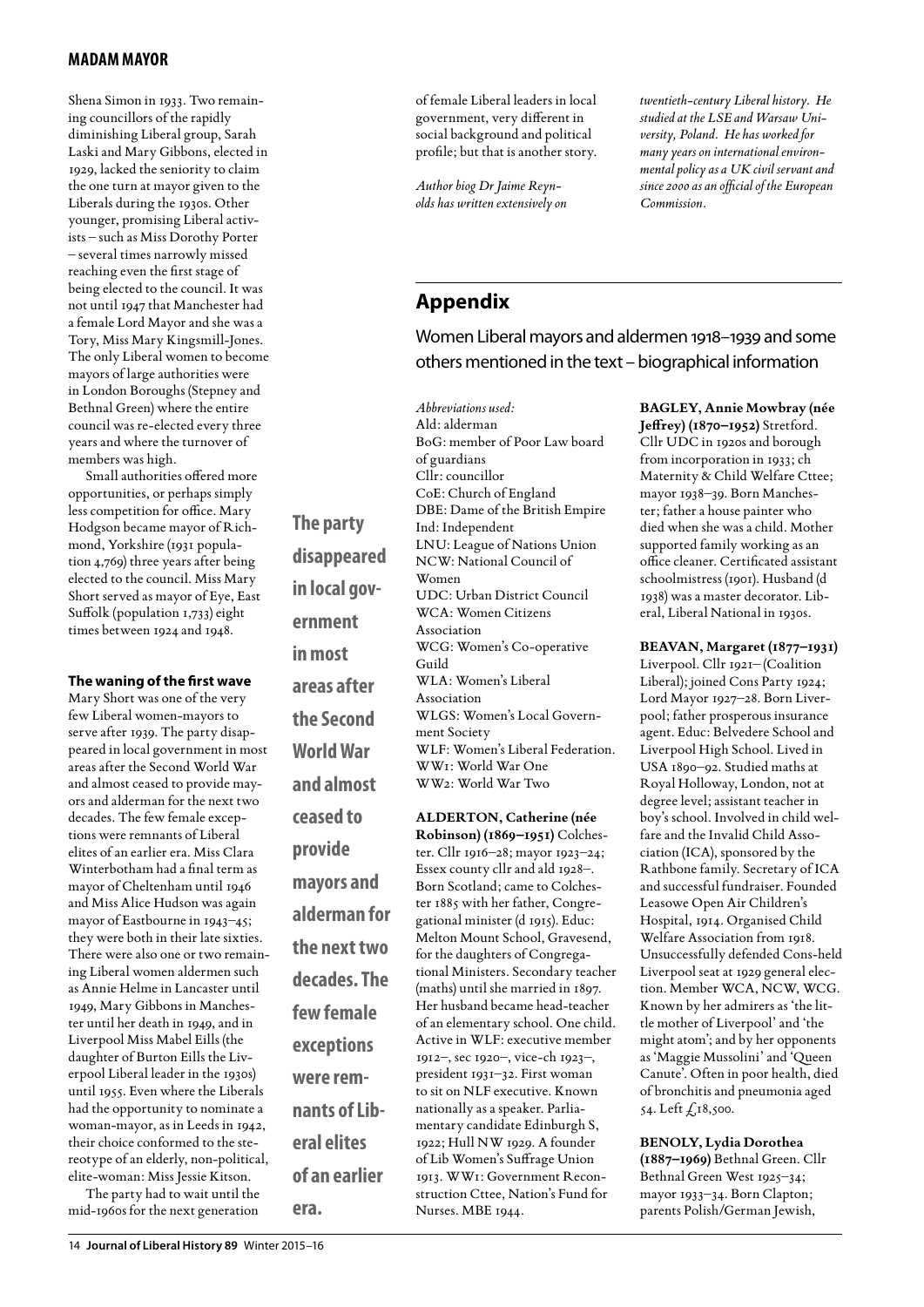Shena Simon in 1933. Two remaining councillors of the rapidly diminishing Liberal group, Sarah Laski and Mary Gibbons, elected in 1929, lacked the seniority to claim the one turn at mayor given to the Liberals during the 1930s. Other younger, promising Liberal activists – such as Miss Dorothy Porter – several times narrowly missed reaching even the first stage of being elected to the council. It was not until 1947 that Manchester had a female Lord Mayor and she was a Tory, Miss Mary Kingsmill-Jones. The only Liberal women to become mayors of large authorities were in London Boroughs (Stepney and Bethnal Green) where the entire council was re-elected every three years and where the turnover of members was high.

Small authorities offered more opportunities, or perhaps simply less competition for office. Mary Hodgson became mayor of Richmond, Yorkshire (1931 population 4,769) three years after being elected to the council. Miss Mary Short served as mayor of Eye, East Suffolk (population 1,733) eight times between 1924 and 1948.

### The waning of the first wave

Mary Short was one of the very few Liberal women-mayors to serve after 1939. The party disappeared in local government in most areas after the Second World War and almost ceased to provide mayors and alderman for the next two decades. The few female exceptions were remnants of Liberal elites of an earlier era. Miss Clara Winterbotham had a final term as mayor of Cheltenham until 1946 and Miss Alice Hudson was again mayor of Eastbourne in 1943–45; they were both in their late sixties. There were also one or two remaining Liberal women aldermen such as Annie Helme in Lancaster until 1949, Mary Gibbons in Manchester until her death in 1949, and in Liverpool Miss Mabel Eills (the daughter of Burton Eills the Liverpool Liberal leader in the 1930s) until 1955. Even where the Liberals had the opportunity to nominate a woman-mayor, as in Leeds in 1942, their choice conformed to the stereotype of an elderly, non-political, elite-woman: Miss Jessie Kitson.

The party had to wait until the mid-1960s for the next generation of female Liberal leaders in local government, very different in social background and political profile; but that is another story.

> **The party disappeared in local government in most areas after the Second World War and almost ceased to provide mayors and alderman for the next two decades. The few female exceptions were remnants of Liberal elites of an earlier era.**

*Author biog Dr Jaime Reynolds has written extensively on twentieth-century Liberal history. He studied at the LSE and Warsaw University, Poland. He has worked for many years on international environmental policy as a UK civil servant and since 2000 as an official of the European Commission.*

## Appendix

### Women Liberal mayors and aldermen 1918–1939 and some others mentioned in the text – biographical information

*Abbreviations used:*
Ald: alderman
BoG: member of Poor Law board of guardians
Cllr: councillor
CoE: Church of England
DBE: Dame of the British Empire
Ind: Independent
LNU: League of Nations Union
NCW: National Council of Women
UDC: Urban District Council
WCA: Women Citizens Association
WCG: Women's Co-operative Guild
WLA: Women's Liberal Association
WLGS: Women's Local Government Society
WLF: Women's Liberal Federation.
WW1: World War One
WW2: World War Two

**ALDERTON, Catherine (née Robinson) (1869–1951)** Colchester. Cllr 1916–28; mayor 1923–24; Essex county cllr and ald 1928–. Born Scotland; came to Colchester 1885 with her father, Congregational minister (d 1915). Educ: Melton Mount School, Gravesend, for the daughters of Congregational Ministers. Secondary teacher (maths) until she married in 1897. Her husband became head-teacher of an elementary school. One child. Active in WLF: executive member 1912–, sec 1920–, vice-ch 1923–, president 1931–32. First woman to sit on NLF executive. Known nationally as a speaker. Parliamentary candidate Edinburgh S, 1922; Hull NW 1929. A founder of Lib Women's Suffrage Union 1913. WW1: Government Reconstruction Cttee, Nation's Fund for Nurses. MBE 1944.

**BAGLEY, Annie Mowbray (née Jeffrey) (1870–1952)** Stretford. Cllr UDC in 1920s and borough from incorporation in 1933; ch Maternity & Child Welfare Cttee; mayor 1938–39. Born Manchester; father a house painter who died when she was a child. Mother supported family working as an office cleaner. Certificated assistant schoolmistress (1901). Husband (d 1938) was a master decorator. Liberal, Liberal National in 1930s.

**BEAVAN, Margaret (1877–1931)** Liverpool. Cllr 1921– (Coalition Liberal); joined Cons Party 1924; Lord Mayor 1927–28. Born Liverpool; father prosperous insurance agent. Educ: Belvedere School and Liverpool High School. Lived in USA 1890–92. Studied maths at Royal Holloway, London, not at degree level; assistant teacher in boy's school. Involved in child welfare and the Invalid Child Association (ICA), sponsored by the Rathbone family. Secretary of ICA and successful fundraiser. Founded Leasowe Open Air Children's Hospital, 1914. Organised Child Welfare Association from 1918. Unsuccessfully defended Cons-held Liverpool seat at 1929 general election. Member WCA, NCW, WCG. Known by her admirers as 'the little mother of Liverpool' and 'the might atom'; and by her opponents as 'Maggie Mussolini' and 'Queen Canute'. Often in poor health, died of bronchitis and pneumonia aged 54. Left £18,500.

**BENOLY, Lydia Dorothea (1887–1969)** Bethnal Green. Cllr Bethnal Green West 1925–34; mayor 1933–34. Born Clapton; parents Polish/German Jewish,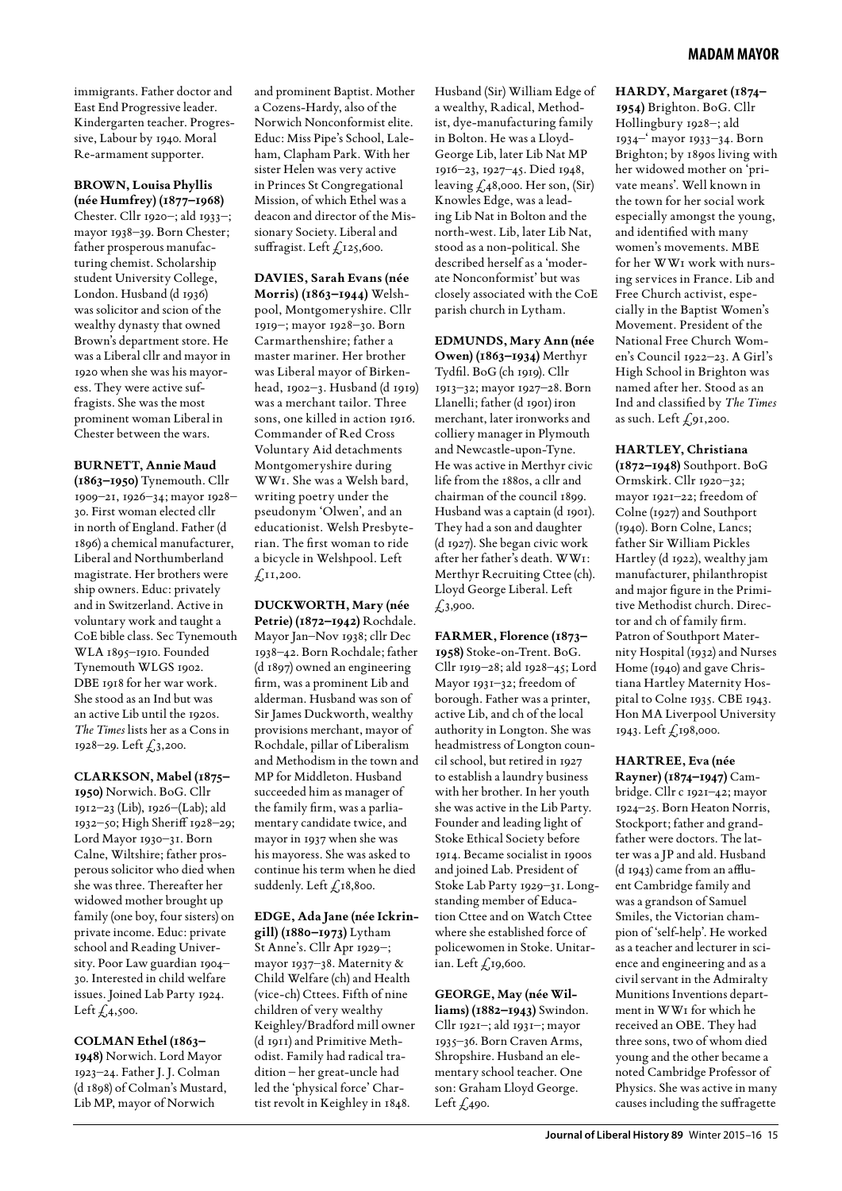immigrants. Father doctor and East End Progressive leader. Kindergarten teacher. Progressive, Labour by 1940. Moral Re-armament supporter.

**BROWN, Louisa Phyllis (née Humfrey) (1877–1968)** Chester. Cllr 1920–; ald 1933–; mayor 1938–39. Born Chester; father prosperous manufacturing chemist. Scholarship student University College, London. Husband (d 1936) was solicitor and scion of the wealthy dynasty that owned Brown's department store. He was a Liberal cllr and mayor in 1920 when she was his mayoress. They were active suffragists. She was the most prominent woman Liberal in Chester between the wars.

**BURNETT, Annie Maud (1863–1950)** Tynemouth. Cllr 1909–21, 1926–34; mayor 1928–30. First woman elected cllr in north of England. Father (d 1896) a chemical manufacturer, Liberal and Northumberland magistrate. Her brothers were ship owners. Educ: privately and in Switzerland. Active in voluntary work and taught a CoE bible class. Sec Tynemouth WLA 1895–1910. Founded Tynemouth WLGS 1902. DBE 1918 for her war work. She stood as an Ind but was an active Lib until the 1920s. *The Times* lists her as a Cons in 1928–29. Left £3,200.

**CLARKSON, Mabel (1875–1950)** Norwich. BoG. Cllr 1912–23 (Lib), 1926–(Lab); ald 1932–50; High Sheriff 1928–29; Lord Mayor 1930–31. Born Calne, Wiltshire; father prosperous solicitor who died when she was three. Thereafter her widowed mother brought up family (one boy, four sisters) on private income. Educ: private school and Reading University. Poor Law guardian 1904–30. Interested in child welfare issues. Joined Lab Party 1924. Left £4,500.

**COLMAN Ethel (1863–1948)** Norwich. Lord Mayor 1923–24. Father J. J. Colman (d 1898) of Colman's Mustard, Lib MP, mayor of Norwich and prominent Baptist. Mother a Cozens-Hardy, also of the Norwich Nonconformist elite. Educ: Miss Pipe's School, Laleham, Clapham Park. With her sister Helen was very active in Princes St Congregational Mission, of which Ethel was a deacon and director of the Missionary Society. Liberal and suffragist. Left £125,600.

**DAVIES, Sarah Evans (née Morris) (1863–1944)** Welshpool, Montgomeryshire. Cllr 1919–; mayor 1928–30. Born Carmarthenshire; father a master mariner. Her brother was Liberal mayor of Birkenhead, 1902–3. Husband (d 1919) was a merchant tailor. Three sons, one killed in action 1916. Commander of Red Cross Voluntary Aid detachments Montgomeryshire during WW1. She was a Welsh bard, writing poetry under the pseudonym 'Olwen', and an educationist. Welsh Presbyterian. The first woman to ride a bicycle in Welshpool. Left £11,200.

**DUCKWORTH, Mary (née Petrie) (1872–1942)** Rochdale. Mayor Jan–Nov 1938; cllr Dec 1938–42. Born Rochdale; father (d 1897) owned an engineering firm, was a prominent Lib and alderman. Husband was son of Sir James Duckworth, wealthy provisions merchant, mayor of Rochdale, pillar of Liberalism and Methodism in the town and MP for Middleton. Husband succeeded him as manager of the family firm, was a parliamentary candidate twice, and mayor in 1937 when she was his mayoress. She was asked to continue his term when he died suddenly. Left £18,800.

**EDGE, Ada Jane (née Ickringill) (1880–1973)** Lytham St Anne's. Cllr Apr 1929–; mayor 1937–38. Maternity & Child Welfare (ch) and Health (vice-ch) Cttees. Fifth of nine children of very wealthy Keighley/Bradford mill owner (d 1911) and Primitive Methodist. Family had radical tradition – her great-uncle had led the 'physical force' Chartist revolt in Keighley in 1848. Husband (Sir) William Edge of a wealthy, Radical, Methodist, dye-manufacturing family in Bolton. He was a Lloyd-George Lib, later Lib Nat MP 1916–23, 1927–45. Died 1948, leaving £48,000. Her son, (Sir) Knowles Edge, was a leading Lib Nat in Bolton and the north-west. Lib, later Lib Nat, stood as a non-political. She described herself as a 'moderate Nonconformist' but was closely associated with the CoE parish church in Lytham.

**EDMUNDS, Mary Ann (née Owen) (1863–1934)** Merthyr Tydfil. BoG (ch 1919). Cllr 1913–32; mayor 1927–28. Born Llanelli; father (d 1901) iron merchant, later ironworks and colliery manager in Plymouth and Newcastle-upon-Tyne. He was active in Merthyr civic life from the 1880s, a cllr and chairman of the council 1899. Husband was a captain (d 1901). They had a son and daughter (d 1927). She began civic work after her father's death. WW1: Merthyr Recruiting Cttee (ch). Lloyd George Liberal. Left £3,900.

**FARMER, Florence (1873–1958)** Stoke-on-Trent. BoG. Cllr 1919–28; ald 1928–45; Lord Mayor 1931–32; freedom of borough. Father was a printer, active Lib, and ch of the local authority in Longton. She was headmistress of Longton council school, but retired in 1927 to establish a laundry business with her brother. In her youth she was active in the Lib Party. Founder and leading light of Stoke Ethical Society before 1914. Became socialist in 1900s and joined Lab Party. President of Stoke Lab Party 1929–31. Longstanding member of Education Cttee and on Watch Cttee where she established force of policewomen in Stoke. Unitarian. Left £19,600.

**GEORGE, May (née Williams) (1882–1943)** Swindon. Cllr 1921–; ald 1931–; mayor 1935–36. Born Craven Arms, Shropshire. Husband an elementary school teacher. One son: Graham Lloyd George. Left £490.

**HARDY, Margaret (1874–1954)** Brighton. BoG. Cllr Hollingbury 1928–; ald 1934–' mayor 1933–34. Born Brighton; by 1890s living with her widowed mother on 'private means'. Well known in the town for her social work especially amongst the young, and identified with many women's movements. MBE for her WW1 work with nursing services in France. Lib and Free Church activist, especially in the Baptist Women's Movement. President of the National Free Church Women's Council 1922–23. A Girl's High School in Brighton was named after her. Stood as an Ind and classified by *The Times* as such. Left £91,200.

**HARTLEY, Christiana (1872–1948)** Southport. BoG Ormskirk. Cllr 1920–32; mayor 1921–22; freedom of Colne (1927) and Southport (1940). Born Colne, Lancs; father Sir William Pickles Hartley (d 1922), wealthy jam manufacturer, philanthropist and major figure in the Primitive Methodist church. Director and ch of family firm. Patron of Southport Maternity Hospital (1932) and Nurses Home (1940) and gave Christiana Hartley Maternity Hospital to Colne 1935. CBE 1943. Hon MA Liverpool University 1943. Left £198,000.

**HARTREE, Eva (née Rayner) (1874–1947)** Cambridge. Cllr c 1921–42; mayor 1924–25. Born Heaton Norris, Stockport; father and grandfather were doctors. The latter was a JP and ald. Husband (d 1943) came from an affluent Cambridge family and was a grandson of Samuel Smiles, the Victorian champion of 'self-help'. He worked as a teacher and lecturer in science and engineering and as a civil servant in the Admiralty Munitions Inventions department in WW1 for which he received an OBE. They had three sons, two of whom died young and the other became a noted Cambridge Professor of Physics. She was active in many causes including the suffragette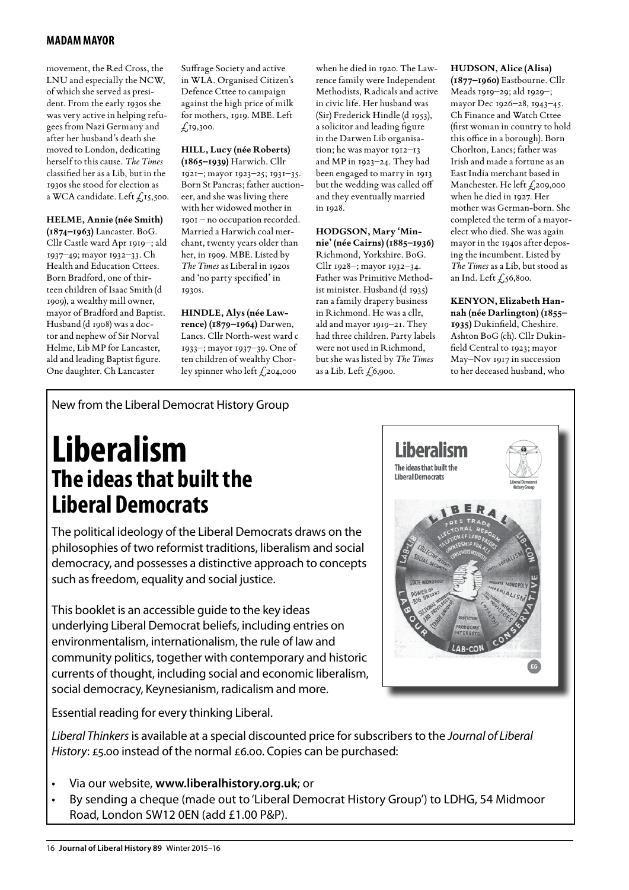movement, the Red Cross, the LNU and especially the NCW, of which she served as president. From the early 1930s she was very active in helping refugees from Nazi Germany and after her husband's death she moved to London, dedicating herself to this cause. *The Times* classified her as a Lib, but in the 1930s she stood for election as a WCA candidate. Left £15,500.

**HELME, Annie (née Smith) (1874–1963)** Lancaster. BoG. Cllr Castle ward Apr 1919–; ald 1937–49; mayor 1932–33. Ch Health and Education Cttees. Born Bradford, one of thirteen children of Isaac Smith (d 1909), a wealthy mill owner, mayor of Bradford and Baptist. Husband (d 1908) was a doctor and nephew of Sir Norval Helme, Lib MP for Lancaster, ald and leading Baptist figure. One daughter. Ch Lancaster Suffrage Society and active in WLA. Organised Citizen's Defence Cttee to campaign against the high price of milk for mothers, 1919. MBE. Left £19,300.

**HILL, Lucy (née Roberts) (1865–1939)** Harwich. Cllr 1921–; mayor 1923–25; 1931–35. Born St Pancras; father auctioneer, and she was living there with her widowed mother in 1901 – no occupation recorded. Married a Harwich coal merchant, twenty years older than her, in 1909. MBE. Listed by *The Times* as Liberal in 1920s and 'no party specified' in 1930s.

**HINDLE, Alys (née Lawrence) (1879–1964)** Darwen, Lancs. Cllr North-west ward c 1933–; mayor 1937–39. One of ten children of wealthy Chorley spinner who left £204,000 when he died in 1920. The Lawrence family were Independent Methodists, Radicals and active in civic life. Her husband was (Sir) Frederick Hindle (d 1953), a solicitor and leading figure in the Darwen Lib organisation; he was mayor 1912–13 and MP in 1923–24. They had been engaged to marry in 1913 but the wedding was called off and they eventually married in 1928.

**HODGSON, Mary 'Minnie' (née Cairns) (1885–1936)** Richmond, Yorkshire. BoG. Cllr 1928–; mayor 1932–34. Father was Primitive Methodist minister. Husband (d 1935) ran a family drapery business in Richmond. He was a cllr, ald and mayor 1919–21. They had three children. Party labels were not used in Richmond, but she was listed by *The Times* as a Lib. Left £6,900.

**HUDSON, Alice (Alisa) (1877–1960)** Eastbourne. Cllr Meads 1919–29; ald 1929–; mayor Dec 1926–28, 1943–45. Ch Finance and Watch Cttee (first woman in country to hold this office in a borough). Born Chorlton, Lancs; father was Irish and made a fortune as an East India merchant based in Manchester. He left £209,000 when he died in 1927. Her mother was German-born. She completed the term of a mayor-elect who died. She was again mayor in the 1940s after deposing the incumbent. Listed by *The Times* as a Lib, but stood as an Ind. Left £56,800.

**KENYON, Elizabeth Hannah (née Darlington) (1855–1935)** Dukinfield, Cheshire. Ashton BoG (ch). Cllr Dukinfield Central to 1923; mayor May–Nov 1917 in succession to her deceased husband, who

---

New from the Liberal Democrat History Group

# Liberalism
## The ideas that built the Liberal Democrats

The political ideology of the Liberal Democrats draws on the philosophies of two reformist traditions, liberalism and social democracy, and possesses a distinctive approach to concepts such as freedom, equality and social justice.

This booklet is an accessible guide to the key ideas underlying Liberal Democrat beliefs, including entries on environmentalism, internationalism, the rule of law and community politics, together with contemporary and historic currents of thought, including social and economic liberalism, social democracy, Keynesianism, radicalism and more.

Essential reading for every thinking Liberal.

*Liberal Thinkers* is available at a special discounted price for subscribers to the *Journal of Liberal History*: £5.00 instead of the normal £6.00. Copies can be purchased:

- Via our website, **www.liberalhistory.org.uk**; or
- By sending a cheque (made out to 'Liberal Democrat History Group') to LDHG, 54 Midmoor Road, London SW12 0EN (add £1.00 P&P).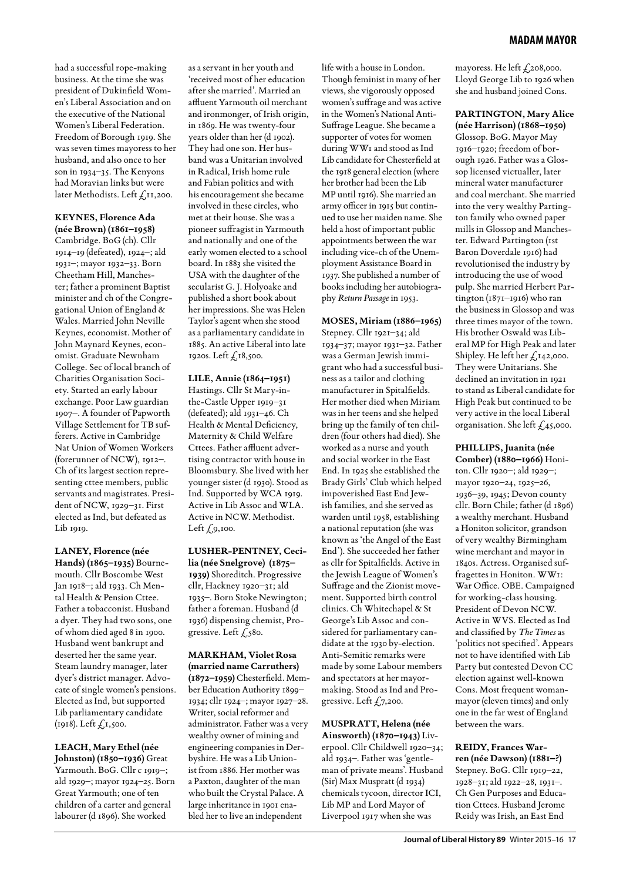had a successful rope-making business. At the time she was president of Dukinfield Women's Liberal Association and on the executive of the National Women's Liberal Federation. Freedom of Borough 1919. She was seven times mayoress to her husband, and also once to her son in 1934–35. The Kenyons had Moravian links but were later Methodists. Left £11,200.

**KEYNES, Florence Ada (née Brown) (1861–1958)** Cambridge. BoG (ch). Cllr 1914–19 (defeated), 1924–; ald 1931–; mayor 1932–33. Born Cheetham Hill, Manchester; father a prominent Baptist minister and ch of the Congregational Union of England & Wales. Married John Neville Keynes, economist. Mother of John Maynard Keynes, economist. Graduate Newnham College. Sec of local branch of Charities Organisation Society. Started an early labour exchange. Poor Law guardian 1907–. A founder of Papworth Village Settlement for TB sufferers. Active in Cambridge Nat Union of Women Workers (forerunner of NCW), 1912–. Ch of its largest section representing cttee members, public servants and magistrates. President of NCW, 1929–31. First elected as Ind, but defeated as Lib 1919.

**LANEY, Florence (née Hands) (1865–1935)** Bournemouth. Cllr Boscombe West Jan 1918–; ald 1933. Ch Mental Health & Pension Cttee. Father a tobacconist. Husband a dyer. They had two sons, one of whom died aged 8 in 1900. Husband went bankrupt and deserted her the same year. Steam laundry manager, later dyer's district manager. Advocate of single women's pensions. Elected as Ind, but supported Lib parliamentary candidate (1918). Left £1,500.

**LEACH, Mary Ethel (née Johnston) (1850–1936)** Great Yarmouth. BoG. Cllr c 1919–; ald 1929–; mayor 1924–25. Born Great Yarmouth; one of ten children of a carter and general labourer (d 1896). She worked as a servant in her youth and 'received most of her education after she married'. Married an affluent Yarmouth oil merchant and ironmonger, of Irish origin, in 1869. He was twenty-four years older than her (d 1902). They had one son. Her husband was a Unitarian involved in Radical, Irish home rule and Fabian politics and with his encouragement she became involved in these circles, who met at their house. She was a pioneer suffragist in Yarmouth and nationally and one of the early women elected to a school board. In 1883 she visited the USA with the daughter of the secularist G. J. Holyoake and published a short book about her impressions. She was Helen Taylor's agent when she stood as a parliamentary candidate in 1885. An active Liberal into late 1920s. Left £18,500.

**LILE, Annie (1864–1951)** Hastings. Cllr St Mary-in-the-Castle Upper 1919–31 (defeated); ald 1931–46. Ch Health & Mental Deficiency, Maternity & Child Welfare Cttees. Father affluent advertising contractor with house in Bloomsbury. She lived with her younger sister (d 1930). Stood as Ind. Supported by WCA 1919. Active in Lib Assoc and WLA. Active in NCW. Methodist. Left £9,100.

**LUSHER-PENTNEY, Cecilia (née Snelgrove) (1875–1939)** Shoreditch. Progressive cllr, Hackney 1920–31; ald 1935–. Born Stoke Newington; father a foreman. Husband (d 1936) dispensing chemist, Progressive. Left £580.

**MARKHAM, Violet Rosa (married name Carruthers) (1872–1959)** Chesterfield. Member Education Authority 1899–1934; cllr 1924–; mayor 1927–28. Writer, social reformer and administrator. Father was a very wealthy owner of mining and engineering companies in Derbyshire. He was a Lib Unionist from 1886. Her mother was a Paxton, daughter of the man who built the Crystal Palace. A large inheritance in 1901 enabled her to live an independent life with a house in London. Though feminist in many of her views, she vigorously opposed women's suffrage and was active in the Women's National Anti-Suffrage League. She became a supporter of votes for women during WW1 and stood as Ind Lib candidate for Chesterfield at the 1918 general election (where her brother had been the Lib MP until 1916). She married an army officer in 1915 but continued to use her maiden name. She held a host of important public appointments between the war including vice-ch of the Unemployment Assistance Board in 1937. She published a number of books including her autobiography *Return Passage* in 1953.

**MOSES, Miriam (1886–1965)** Stepney. Cllr 1921–34; ald 1934–37; mayor 1931–32. Father was a German Jewish immigrant who had a successful business as a tailor and clothing manufacturer in Spitalfields. Her mother died when Miriam was in her teens and she helped bring up the family of ten children (four others had died). She worked as a nurse and youth and social worker in the East End. In 1925 she established the Brady Girls' Club which helped impoverished East End Jewish families, and she served as warden until 1958, establishing a national reputation (she was known as 'the Angel of the East End'). She succeeded her father as cllr for Spitalfields. Active in the Jewish League of Women's Suffrage and the Zionist movement. Supported birth control clinics. Ch Whitechapel & St George's Lib Assoc and considered for parliamentary candidate at the 1930 by-election. Anti-Semitic remarks were made by some Labour members and spectators at her mayor-making. Stood as Ind and Progressive. Left £7,200.

**MUSPRATT, Helena (née Ainsworth) (1870–1943)** Liverpool. Cllr Childwell 1920–34; ald 1934–. Father was 'gentleman of private means'. Husband (Sir) Max Muspratt (d 1934) chemicals tycoon, director ICI, Lib MP and Lord Mayor of Liverpool 1917 when she was mayoress. He left £208,000. Lloyd George Lib to 1926 when she and husband joined Cons.

**PARTINGTON, Mary Alice (née Harrison) (1868–1950)** Glossop. BoG. Mayor May 1916–1920; freedom of borough 1926. Father was a Glossop licensed victualler, later mineral water manufacturer and coal merchant. She married into the very wealthy Partington family who owned paper mills in Glossop and Manchester. Edward Partington (1st Baron Doverdale 1916) had revolutionised the industry by introducing the use of wood pulp. She married Herbert Partington (1871–1916) who ran the business in Glossop and was three times mayor of the town. His brother Oswald was Liberal MP for High Peak and later Shipley. He left her £142,000. They were Unitarians. She declined an invitation in 1921 to stand as Liberal candidate for High Peak but continued to be very active in the local Liberal organisation. She left £45,000.

**PHILLIPS, Juanita (née Comber) (1880–1966)** Honiton. Cllr 1920–; ald 1929–; mayor 1920–24, 1925–26, 1936–39, 1945; Devon county cllr. Born Chile; father (d 1896) a wealthy merchant. Husband a Honiton solicitor, grandson of very wealthy Birmingham wine merchant and mayor in 1840s. Actress. Organised suffragettes in Honiton. WW1: War Office. OBE. Campaigned for working-class housing. President of Devon NCW. Active in WVS. Elected as Ind and classified by *The Times* as 'politics not specified'. Appears not to have identified with Lib Party but contested Devon CC election against well-known Cons. Most frequent woman-mayor (eleven times) and only one in the far west of England between the wars.

**REIDY, Frances Warren (née Dawson) (1881–?)** Stepney. BoG. Cllr 1919–22, 1928–31; ald 1922–28, 1931–. Ch Gen Purposes and Education Cttees. Husband Jerome Reidy was Irish, an East End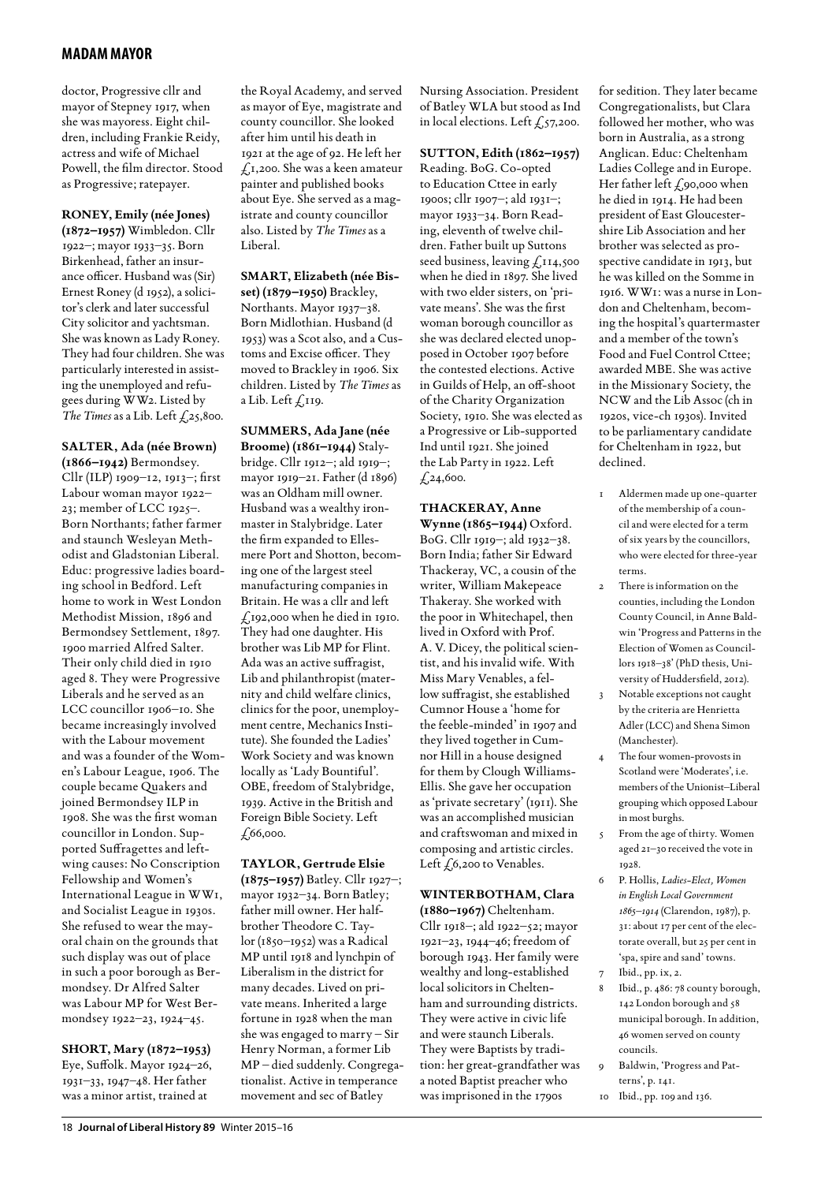doctor, Progressive cllr and mayor of Stepney 1917, when she was mayoress. Eight children, including Frankie Reidy, actress and wife of Michael Powell, the film director. Stood as Progressive; ratepayer.

**RONEY, Emily (née Jones) (1872–1957)** Wimbledon. Cllr 1922–; mayor 1933–35. Born Birkenhead, father an insurance officer. Husband was (Sir) Ernest Roney (d 1952), a solicitor's clerk and later successful City solicitor and yachtsman. She was known as Lady Roney. They had four children. She was particularly interested in assisting the unemployed and refugees during WW2. Listed by *The Times* as a Lib. Left £25,800.

**SALTER, Ada (née Brown) (1866–1942)** Bermondsey. Cllr (ILP) 1909–12, 1913–; first Labour woman mayor 1922–23; member of LCC 1925–. Born Northants; father farmer and staunch Wesleyan Methodist and Gladstonian Liberal. Educ: progressive ladies boarding school in Bedford. Left home to work in West London Methodist Mission, 1896 and Bermondsey Settlement, 1897. 1900 married Alfred Salter. Their only child died in 1910 aged 8. They were Progressive Liberals and he served as an LCC councillor 1906–10. She became increasingly involved with the Labour movement and was a founder of the Women's Labour League, 1906. The couple became Quakers and joined Bermondsey ILP in 1908. She was the first woman councillor in London. Supported Suffragettes and left-wing causes: No Conscription Fellowship and Women's International League in WW1, and Socialist League in 1930s. She refused to wear the mayoral chain on the grounds that such display was out of place in such a poor borough as Bermondsey. Dr Alfred Salter was Labour MP for West Bermondsey 1922–23, 1924–45.

**SHORT, Mary (1872–1953)** Eye, Suffolk. Mayor 1924–26, 1931–33, 1947–48. Her father was a minor artist, trained at the Royal Academy, and served as mayor of Eye, magistrate and county councillor. She looked after him until his death in 1921 at the age of 92. He left her £1,200. She was a keen amateur painter and published books about Eye. She served as a magistrate and county councillor also. Listed by *The Times* as a Liberal.

**SMART, Elizabeth (née Bisset) (1879–1950)** Brackley, Northants. Mayor 1937–38. Born Midlothian. Husband (d 1953) was a Scot also, and a Customs and Excise officer. They moved to Brackley in 1906. Six children. Listed by *The Times* as a Lib. Left £119.

**SUMMERS, Ada Jane (née Broome) (1861–1944)** Stalybridge. Cllr 1912–; ald 1919–; mayor 1919–21. Father (d 1896) was an Oldham mill owner. Husband was a wealthy ironmaster in Stalybridge. Later the firm expanded to Ellesmere Port and Shotton, becoming one of the largest steel manufacturing companies in Britain. He was a cllr and left £192,000 when he died in 1910. They had one daughter. His brother was Lib MP for Flint. Ada was an active suffragist, Lib and philanthropist (maternity and child welfare clinics, clinics for the poor, unemployment centre, Mechanics Institute). She founded the Ladies' Work Society and was known locally as 'Lady Bountiful'. OBE, freedom of Stalybridge, 1939. Active in the British and Foreign Bible Society. Left £66,000.

**TAYLOR, Gertrude Elsie (1875–1957)** Batley. Cllr 1927–; mayor 1932–34. Born Batley; father mill owner. Her half-brother Theodore C. Taylor (1850–1952) was a Radical MP until 1918 and lynchpin of Liberalism in the district for many decades. Lived on private means. Inherited a large fortune in 1928 when the man she was engaged to marry – Sir Henry Norman, a former Lib MP – died suddenly. Congregationalist. Active in temperance movement and sec of Batley Nursing Association. President of Batley WLA but stood as Ind in local elections. Left £57,200.

**SUTTON, Edith (1862–1957)** Reading. BoG. Co-opted to Education Cttee in early 1900s; cllr 1907–; ald 1931–; mayor 1933–34. Born Reading, eleventh of twelve children. Father built up Suttons seed business, leaving £114,500 when he died in 1897. She lived with two elder sisters, on 'private means'. She was the first woman borough councillor as she was declared elected unopposed in October 1907 before the contested elections. Active in Guilds of Help, an off-shoot of the Charity Organization Society, 1910. She was elected as a Progressive or Lib-supported Ind until 1921. She joined the Lab Party in 1922. Left £24,600.

**THACKERAY, Anne Wynne (1865–1944)** Oxford. BoG. Cllr 1919–; ald 1932–38. Born India; father Sir Edward Thackeray, VC, a cousin of the writer, William Makepeace Thackeray. She worked with the poor in Whitechapel, then lived in Oxford with Prof. A. V. Dicey, the political scientist, and his invalid wife. With Miss Mary Venables, a fellow suffragist, she established Cumnor House a 'home for the feeble-minded' in 1907 and they lived together in Cumnor Hill in a house designed for them by Clough Williams-Ellis. She gave her occupation as 'private secretary' (1911). She was an accomplished musician and craftswoman and mixed in composing and artistic circles. Left £6,200 to Venables.

**WINTERBOTHAM, Clara (1880–1967)** Cheltenham. Cllr 1918–; ald 1922–52; mayor 1921–23, 1944–46; freedom of borough 1943. Her family were wealthy and long-established local solicitors in Cheltenham and surrounding districts. They were active in civic life and were staunch Liberals. They were Baptists by tradition: her great-grandfather was a noted Baptist preacher who was imprisoned in the 1790s for sedition. They later became Congregationalists, but Clara followed her mother, who was born in Australia, as a strong Anglican. Educ: Cheltenham Ladies College and in Europe. Her father left £90,000 when he died in 1914. He had been president of East Gloucestershire Lib Association and her brother was selected as prospective candidate in 1913, but he was killed on the Somme in 1916. WW1: was a nurse in London and Cheltenham, becoming the hospital's quartermaster and a member of the town's Food and Fuel Control Cttee; awarded MBE. She was active in the Missionary Society, the NCW and the Lib Assoc (ch in 1920s, vice-ch 1930s). Invited to be parliamentary candidate for Cheltenham in 1922, but declined.

1. Aldermen made up one-quarter of the membership of a council and were elected for a term of six years by the councillors, who were elected for three-year terms.
2. There is information on the counties, including the London County Council, in Anne Baldwin 'Progress and Patterns in the Election of Women as Councillors 1918–38' (PhD thesis, University of Huddersfield, 2012).
3. Notable exceptions not caught by the criteria are Henrietta Adler (LCC) and Shena Simon (Manchester).
4. The four women-provosts in Scotland were 'Moderates', i.e. members of the Unionist–Liberal grouping which opposed Labour in most burghs.
5. From the age of thirty. Women aged 21–30 received the vote in 1928.
6. P. Hollis, *Ladies-Elect, Women in English Local Government 1865–1914* (Clarendon, 1987), p. 31: about 17 per cent of the electorate overall, but 25 per cent in 'spa, spire and sand' towns.
7. Ibid., pp. ix, 2.
8. Ibid., p. 486: 78 county borough, 142 London borough and 58 municipal borough. In addition, 46 women served on county councils.
9. Baldwin, 'Progress and Patterns', p. 141.
10. Ibid., pp. 109 and 136.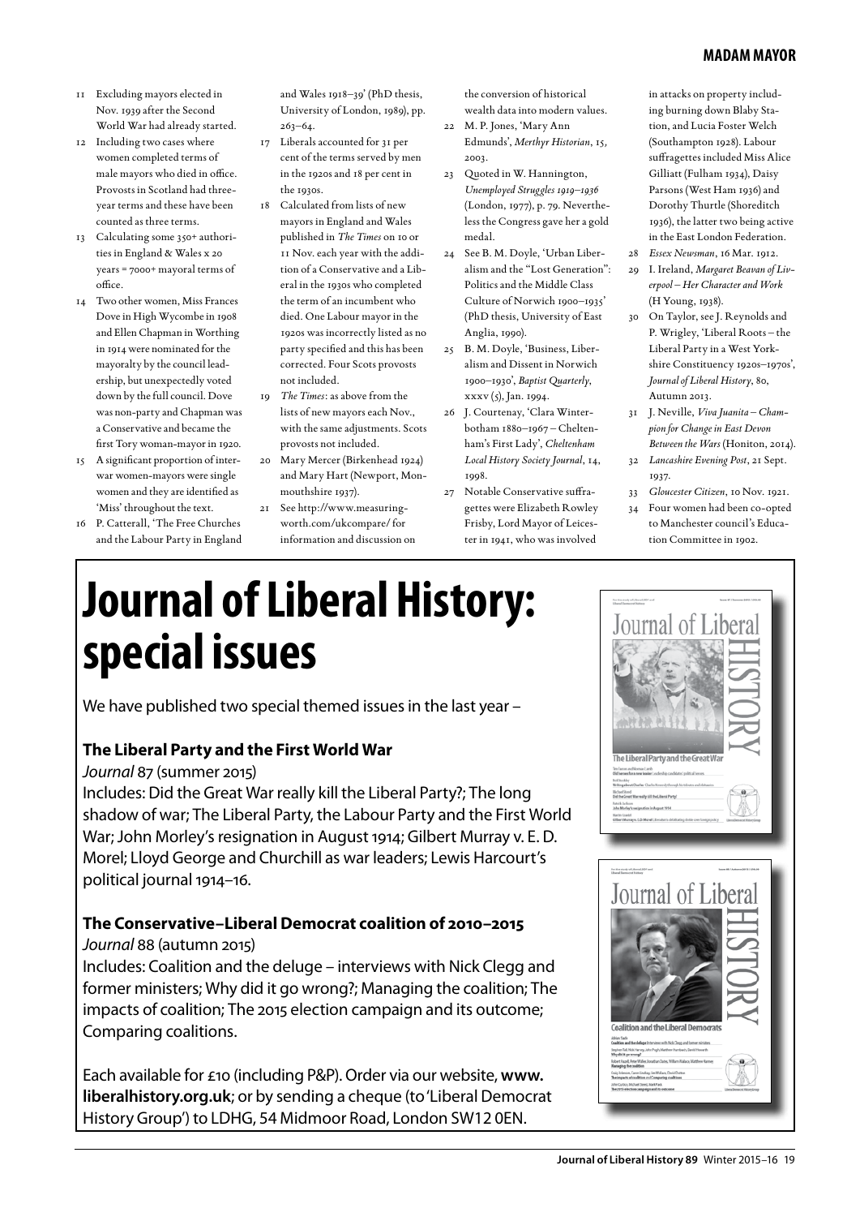11 Excluding mayors elected in Nov. 1939 after the Second World War had already started.
12 Including two cases where women completed terms of male mayors who died in office. Provosts in Scotland had three-year terms and these have been counted as three terms.
13 Calculating some 350+ authorities in England & Wales x 20 years = 7000+ mayoral terms of office.
14 Two other women, Miss Frances Dove in High Wycombe in 1908 and Ellen Chapman in Worthing in 1914 were nominated for the mayoralty by the council leadership, but unexpectedly voted down by the full council. Dove was non-party and Chapman was a Conservative and became the first Tory woman-mayor in 1920.
15 A significant proportion of inter-war women-mayors were single women and they are identified as 'Miss' throughout the text.
16 P. Catterall, 'The Free Churches and the Labour Party in England and Wales 1918–39' (PhD thesis, University of London, 1989), pp. 263–64.
17 Liberals accounted for 31 per cent of the terms served by men in the 1920s and 18 per cent in the 1930s.
18 Calculated from lists of new mayors in England and Wales published in *The Times* on 10 or 11 Nov. each year with the addition of a Conservative and a Liberal in the 1930s who completed the term of an incumbent who died. One Labour mayor in the 1920s was incorrectly listed as no party specified and this has been corrected. Four Scots provosts not included.
19 *The Times*: as above from the lists of new mayors each Nov., with the same adjustments. Scots provosts not included.
20 Mary Mercer (Birkenhead 1924) and Mary Hart (Newport, Monmouthshire 1937).
21 See http://www.measuringworth.com/ukcompare/ for information and discussion on the conversion of historical wealth data into modern values.
22 M. P. Jones, 'Mary Ann Edmunds', *Merthyr Historian*, 15, 2003.
23 Quoted in W. Hannington, *Unemployed Struggles 1919–1936* (London, 1977), p. 79. Nevertheless the Congress gave her a gold medal.
24 See B. M. Doyle, 'Urban Liberalism and the "Lost Generation": Politics and the Middle Class Culture of Norwich 1900–1935' (PhD thesis, University of East Anglia, 1990).
25 B. M. Doyle, 'Business, Liberalism and Dissent in Norwich 1900–1930', *Baptist Quarterly*, xxxv (5), Jan. 1994.
26 J. Courtenay, 'Clara Winterbotham 1880–1967 – Cheltenham's First Lady', *Cheltenham Local History Society Journal*, 14, 1998.
27 Notable Conservative suffragettes were Elizabeth Rowley Frisby, Lord Mayor of Leicester in 1941, who was involved in attacks on property including burning down Blaby Station, and Lucia Foster Welch (Southampton 1928). Labour suffragettes included Miss Alice Gilliatt (Fulham 1934), Daisy Parsons (West Ham 1936) and Dorothy Thurtle (Shoreditch 1936), the latter two being active in the East London Federation.
28 *Essex Newsman*, 16 Mar. 1912.
29 I. Ireland, *Margaret Beavan of Liverpool – Her Character and Work* (H Young, 1938).
30 On Taylor, see J. Reynolds and P. Wrigley, 'Liberal Roots – the Liberal Party in a West Yorkshire Constituency 1920s–1970s', *Journal of Liberal History*, 80, Autumn 2013.
31 J. Neville, *Viva Juanita – Champion for Change in East Devon Between the Wars* (Honiton, 2014).
32 *Lancashire Evening Post*, 21 Sept. 1937.
33 *Gloucester Citizen*, 10 Nov. 1921.
34 Four women had been co-opted to Manchester council's Education Committee in 1902.

# Journal of Liberal History: special issues

We have published two special themed issues in the last year –

**The Liberal Party and the First World War**
*Journal* 87 (summer 2015)
Includes: Did the Great War really kill the Liberal Party?; The long shadow of war; The Liberal Party, the Labour Party and the First World War; John Morley's resignation in August 1914; Gilbert Murray v. E. D. Morel; Lloyd George and Churchill as war leaders; Lewis Harcourt's political journal 1914–16.

**The Conservative–Liberal Democrat coalition of 2010–2015**
*Journal* 88 (autumn 2015)
Includes: Coalition and the deluge – interviews with Nick Clegg and former ministers; Why did it go wrong?; Managing the coalition; The impacts of coalition; The 2015 election campaign and its outcome; Comparing coalitions.

Each available for £10 (including P&P). Order via our website, **www.liberalhistory.org.uk**; or by sending a cheque (to 'Liberal Democrat History Group') to LDHG, 54 Midmoor Road, London SW12 0EN.